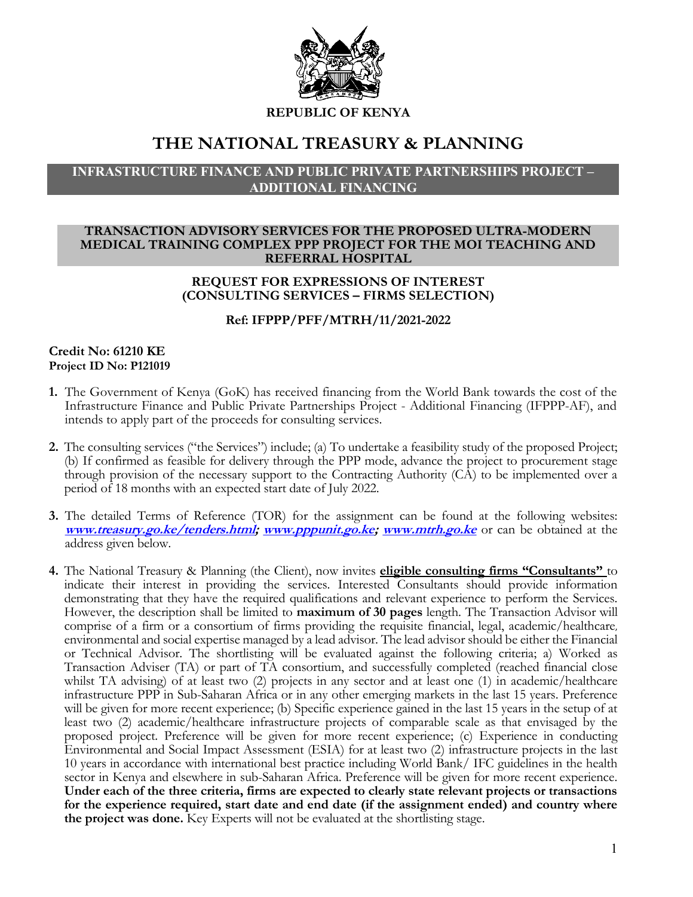**REPUBLIC OF KENYA**

# THE NATIONAL TREASURY & PLANNING

## INFRASTRUCTURE FINANCE AND PUBLIC PRIVATE PARTNERSHIPS PROJECT – ADDITIONAL FINANCING

### TRANSACTION ADVISORY SERVICES FOR THE PROPOSED ULTRA-MODERN MEDICAL TRAINING COMPLEX PPP PROJECT FOR THE MOI TEACHING AND REFERRAL HOSPITAL

**REQUEST FOR EXPRESSIONS OF INTEREST**
**(CONSULTING SERVICES – FIRMS SELECTION)**

**Ref: IFPPP/PFF/MTRH/11/2021-2022**

**Credit No: 61210 KE**
**Project ID No: P121019**

1. The Government of Kenya (GoK) has received financing from the World Bank towards the cost of the Infrastructure Finance and Public Private Partnerships Project - Additional Financing (IFPPP-AF), and intends to apply part of the proceeds for consulting services.

2. The consulting services ("the Services") include; (a) To undertake a feasibility study of the proposed Project; (b) If confirmed as feasible for delivery through the PPP mode, advance the project to procurement stage through provision of the necessary support to the Contracting Authority (CA) to be implemented over a period of 18 months with an expected start date of July 2022.

3. The detailed Terms of Reference (TOR) for the assignment can be found at the following websites: ***www.treasury.go.ke/tenders.html; www.pppunit.go.ke; www.mtrh.go.ke*** or can be obtained at the address given below.

4. The National Treasury & Planning (the Client), now invites **eligible consulting firms "Consultants"** to indicate their interest in providing the services. Interested Consultants should provide information demonstrating that they have the required qualifications and relevant experience to perform the Services. However, the description shall be limited to **maximum of 30 pages** length. The Transaction Advisor will comprise of a firm or a consortium of firms providing the requisite financial, legal, academic/healthcare, environmental and social expertise managed by a lead advisor. The lead advisor should be either the Financial or Technical Advisor. The shortlisting will be evaluated against the following criteria; a) Worked as Transaction Adviser (TA) or part of TA consortium, and successfully completed (reached financial close whilst TA advising) of at least two (2) projects in any sector and at least one (1) in academic/healthcare infrastructure PPP in Sub-Saharan Africa or in any other emerging markets in the last 15 years. Preference will be given for more recent experience; (b) Specific experience gained in the last 15 years in the setup of at least two (2) academic/healthcare infrastructure projects of comparable scale as that envisaged by the proposed project. Preference will be given for more recent experience; (c) Experience in conducting Environmental and Social Impact Assessment (ESIA) for at least two (2) infrastructure projects in the last 10 years in accordance with international best practice including World Bank/ IFC guidelines in the health sector in Kenya and elsewhere in sub-Saharan Africa. Preference will be given for more recent experience. **Under each of the three criteria, firms are expected to clearly state relevant projects or transactions for the experience required, start date and end date (if the assignment ended) and country where the project was done.** Key Experts will not be evaluated at the shortlisting stage.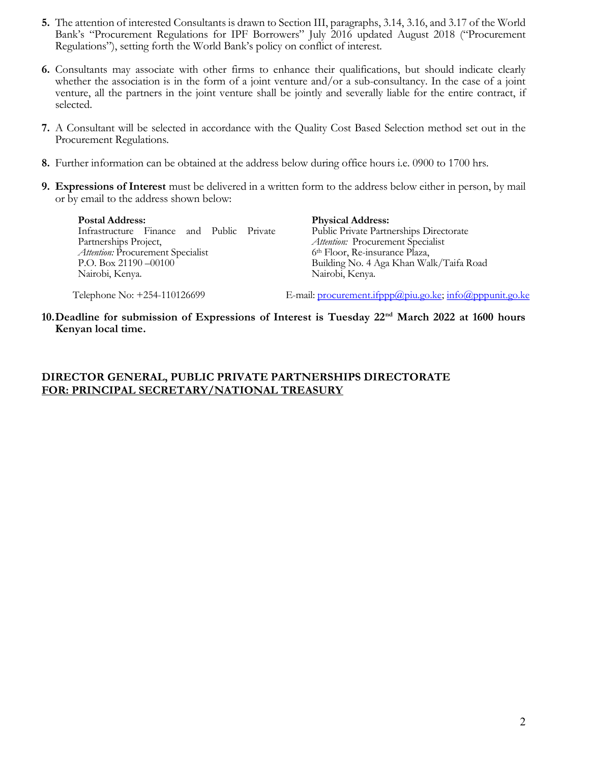5. The attention of interested Consultants is drawn to Section III, paragraphs, 3.14, 3.16, and 3.17 of the World Bank's "Procurement Regulations for IPF Borrowers" July 2016 updated August 2018 ("Procurement Regulations"), setting forth the World Bank's policy on conflict of interest.

6. Consultants may associate with other firms to enhance their qualifications, but should indicate clearly whether the association is in the form of a joint venture and/or a sub-consultancy. In the case of a joint venture, all the partners in the joint venture shall be jointly and severally liable for the entire contract, if selected.

7. A Consultant will be selected in accordance with the Quality Cost Based Selection method set out in the Procurement Regulations.

8. Further information can be obtained at the address below during office hours i.e. 0900 to 1700 hrs.

9. **Expressions of Interest** must be delivered in a written form to the address below either in person, by mail or by email to the address shown below:

**Postal Address:**
Infrastructure Finance and Public Private Partnerships Project,
*Attention:* Procurement Specialist
P.O. Box 21190 –00100
Nairobi, Kenya.

**Physical Address:**
Public Private Partnerships Directorate
*Attention:* Procurement Specialist
6th Floor, Re-insurance Plaza,
Building No. 4 Aga Khan Walk/Taifa Road
Nairobi, Kenya.

Telephone No: +254-110126699

E-mail: procurement.ifppp@piu.go.ke; info@pppunit.go.ke

10. **Deadline for submission of Expressions of Interest is Tuesday 22nd March 2022 at 1600 hours Kenyan local time.**

**DIRECTOR GENERAL, PUBLIC PRIVATE PARTNERSHIPS DIRECTORATE**
**FOR: PRINCIPAL SECRETARY/NATIONAL TREASURY**